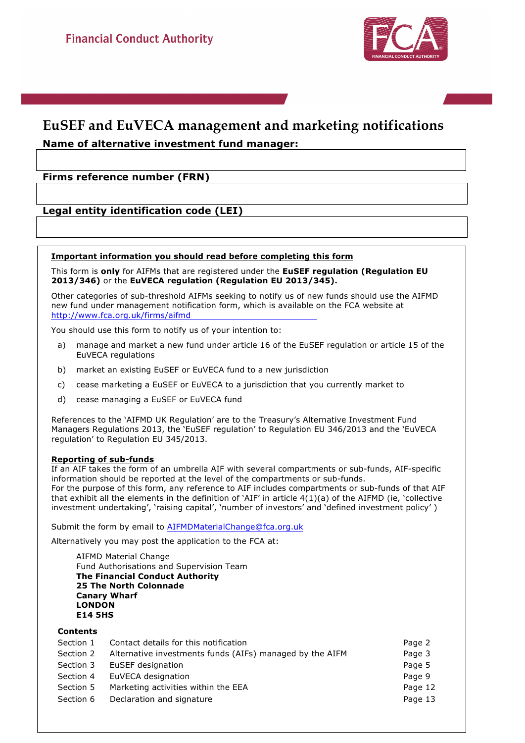Financial Conduct Authority

# EuSEF and EuVECA management and marketing notifications

**Name of alternative investment fund manager:**

**Firms reference number (FRN)**

**Legal entity identification code (LEI)**

**Important information you should read before completing this form**

This form is **only** for AIFMs that are registered under the **EuSEF regulation (Regulation EU 2013/346)** or the **EuVECA regulation (Regulation EU 2013/345).**

Other categories of sub-threshold AIFMs seeking to notify us of new funds should use the AIFMD new fund under management notification form, which is available on the FCA website at http://www.fca.org.uk/firms/aifmd

You should use this form to notify us of your intention to:

a) manage and market a new fund under article 16 of the EuSEF regulation or article 15 of the EuVECA regulations

b) market an existing EuSEF or EuVECA fund to a new jurisdiction

c) cease marketing a EuSEF or EuVECA to a jurisdiction that you currently market to

d) cease managing a EuSEF or EuVECA fund

References to the 'AIFMD UK Regulation' are to the Treasury's Alternative Investment Fund Managers Regulations 2013, the 'EuSEF regulation' to Regulation EU 346/2013 and the 'EuVECA regulation' to Regulation EU 345/2013.

**Reporting of sub-funds**

If an AIF takes the form of an umbrella AIF with several compartments or sub-funds, AIF-specific information should be reported at the level of the compartments or sub-funds.
For the purpose of this form, any reference to AIF includes compartments or sub-funds of that AIF that exhibit all the elements in the definition of 'AIF' in article 4(1)(a) of the AIFMD (ie, 'collective investment undertaking', 'raising capital', 'number of investors' and 'defined investment policy' )

Submit the form by email to AIFMDMaterialChange@fca.org.uk

Alternatively you may post the application to the FCA at:

AIFMD Material Change
Fund Authorisations and Supervision Team
**The Financial Conduct Authority**
**25 The North Colonnade**
**Canary Wharf**
**LONDON**
**E14 5HS**

**Contents**

| | | |
|---|---|---|
| Section 1 | Contact details for this notification | Page 2 |
| Section 2 | Alternative investments funds (AIFs) managed by the AIFM | Page 3 |
| Section 3 | EuSEF designation | Page 5 |
| Section 4 | EuVECA designation | Page 9 |
| Section 5 | Marketing activities within the EEA | Page 12 |
| Section 6 | Declaration and signature | Page 13 |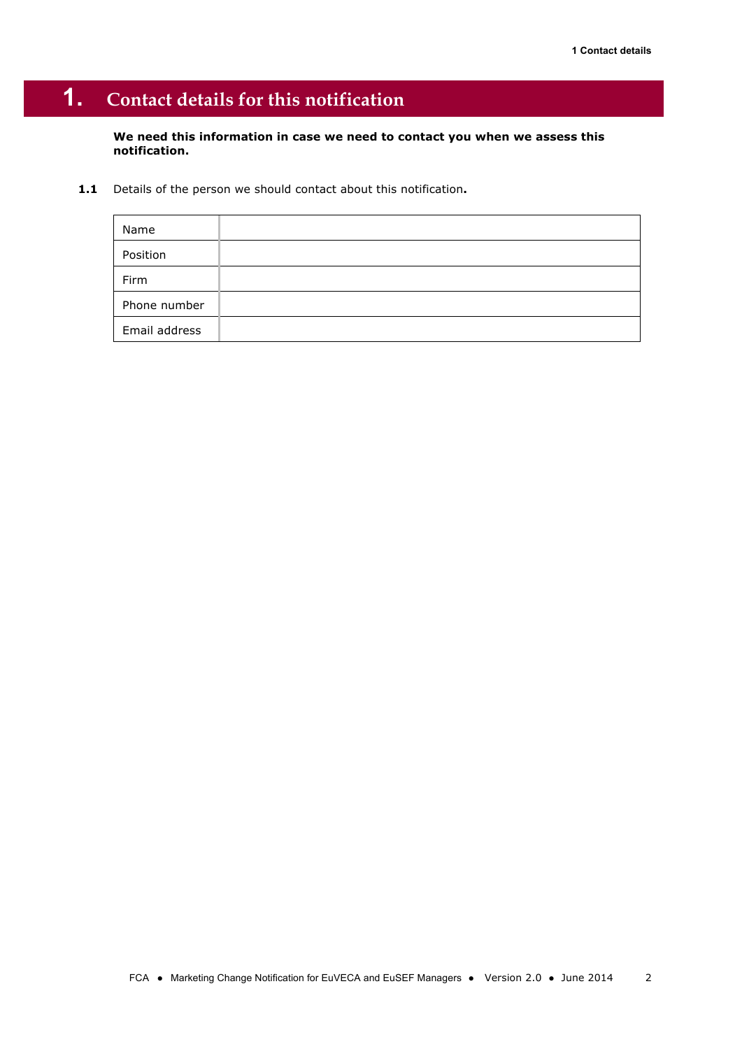# 1. Contact details for this notification

**We need this information in case we need to contact you when we assess this notification.**

**1.1** Details of the person we should contact about this notification**.**

| | |
|---|---|
| Name | |
| Position | |
| Firm | |
| Phone number | |
| Email address | |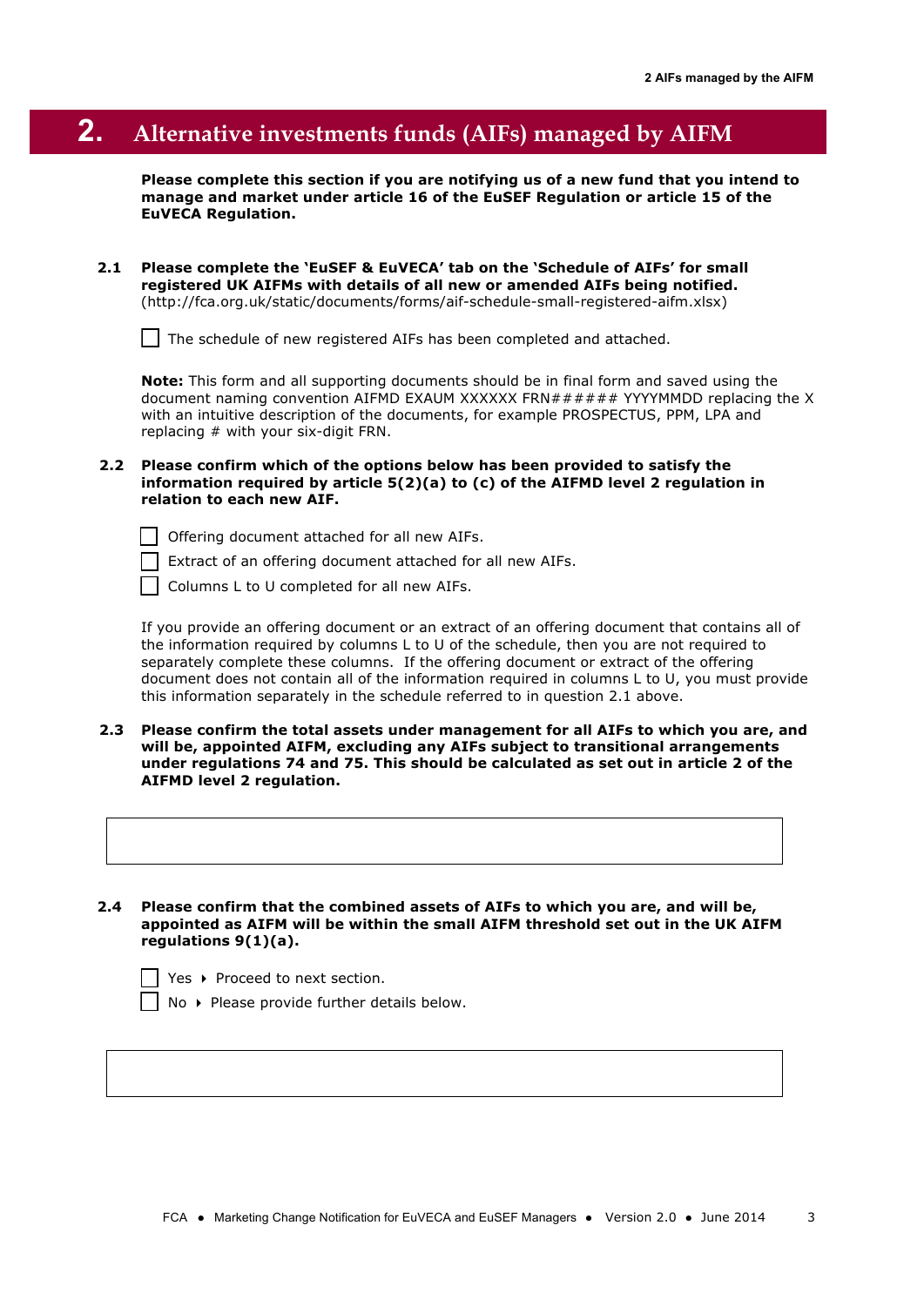## 2. Alternative investments funds (AIFs) managed by AIFM

**Please complete this section if you are notifying us of a new fund that you intend to manage and market under article 16 of the EuSEF Regulation or article 15 of the EuVECA Regulation.**

**2.1 Please complete the 'EuSEF & EuVECA' tab on the 'Schedule of AIFs' for small registered UK AIFMs with details of all new or amended AIFs being notified.** (http://fca.org.uk/static/documents/forms/aif-schedule-small-registered-aifm.xlsx)

☐ The schedule of new registered AIFs has been completed and attached.

**Note:** This form and all supporting documents should be in final form and saved using the document naming convention AIFMD EXAUM XXXXXX FRN###### YYYYMMDD replacing the X with an intuitive description of the documents, for example PROSPECTUS, PPM, LPA and replacing # with your six-digit FRN.

**2.2 Please confirm which of the options below has been provided to satisfy the information required by article 5(2)(a) to (c) of the AIFMD level 2 regulation in relation to each new AIF.**

☐ Offering document attached for all new AIFs.

☐ Extract of an offering document attached for all new AIFs.

☐ Columns L to U completed for all new AIFs.

If you provide an offering document or an extract of an offering document that contains all of the information required by columns L to U of the schedule, then you are not required to separately complete these columns. If the offering document or extract of the offering document does not contain all of the information required in columns L to U, you must provide this information separately in the schedule referred to in question 2.1 above.

**2.3 Please confirm the total assets under management for all AIFs to which you are, and will be, appointed AIFM, excluding any AIFs subject to transitional arrangements under regulations 74 and 75. This should be calculated as set out in article 2 of the AIFMD level 2 regulation.**

| |
|---|
| |

**2.4 Please confirm that the combined assets of AIFs to which you are, and will be, appointed as AIFM will be within the small AIFM threshold set out in the UK AIFM regulations 9(1)(a).**

☐ Yes ▸ Proceed to next section.

☐ No ▸ Please provide further details below.

| |
|---|
| |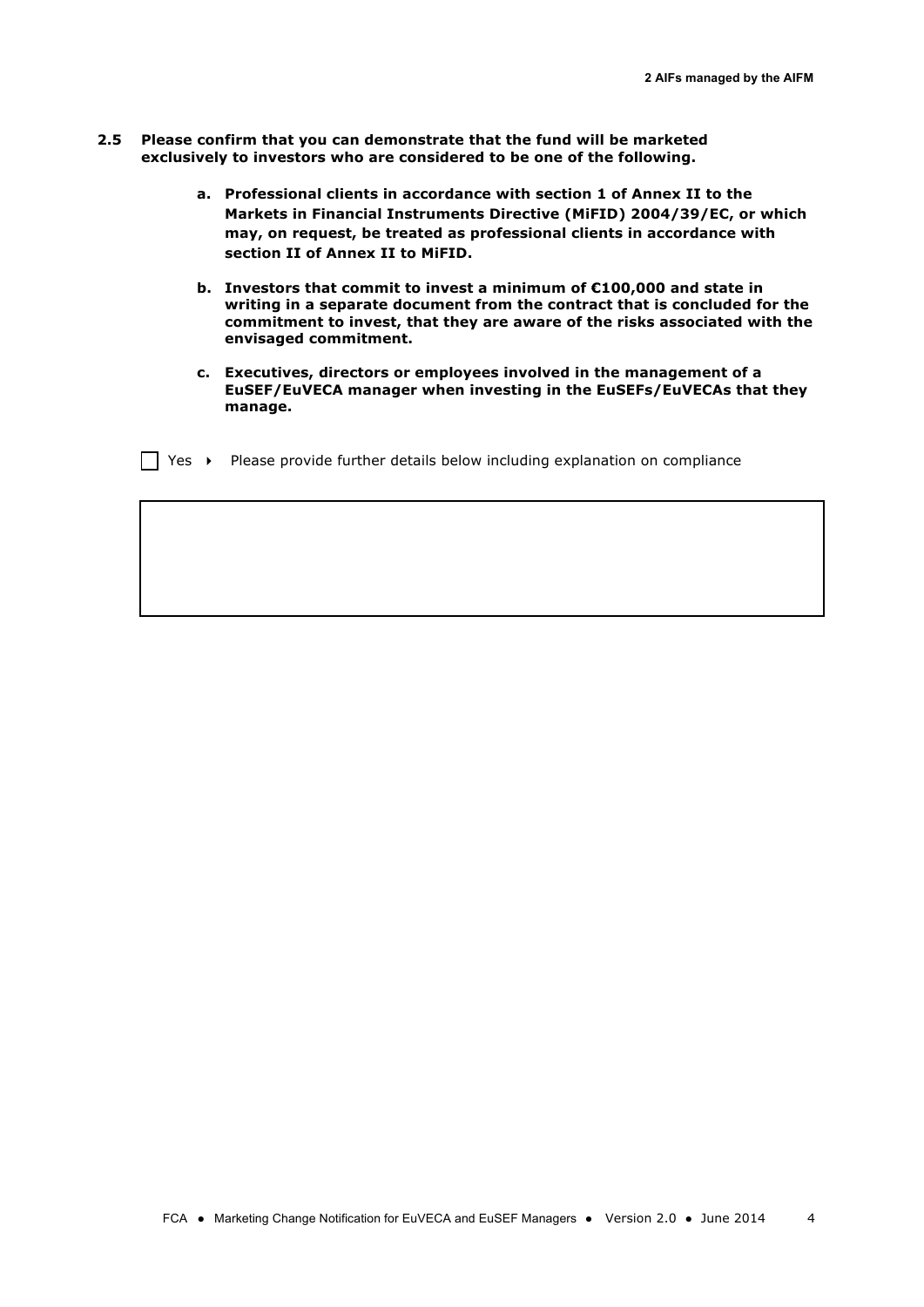**2.5 Please confirm that you can demonstrate that the fund will be marketed exclusively to investors who are considered to be one of the following.**

**a. Professional clients in accordance with section 1 of Annex II to the Markets in Financial Instruments Directive (MiFID) 2004/39/EC, or which may, on request, be treated as professional clients in accordance with section II of Annex II to MiFID.**

**b. Investors that commit to invest a minimum of €100,000 and state in writing in a separate document from the contract that is concluded for the commitment to invest, that they are aware of the risks associated with the envisaged commitment.**

**c. Executives, directors or employees involved in the management of a EuSEF/EuVECA manager when investing in the EuSEFs/EuVECAs that they manage.**

☐ Yes ▸ Please provide further details below including explanation on compliance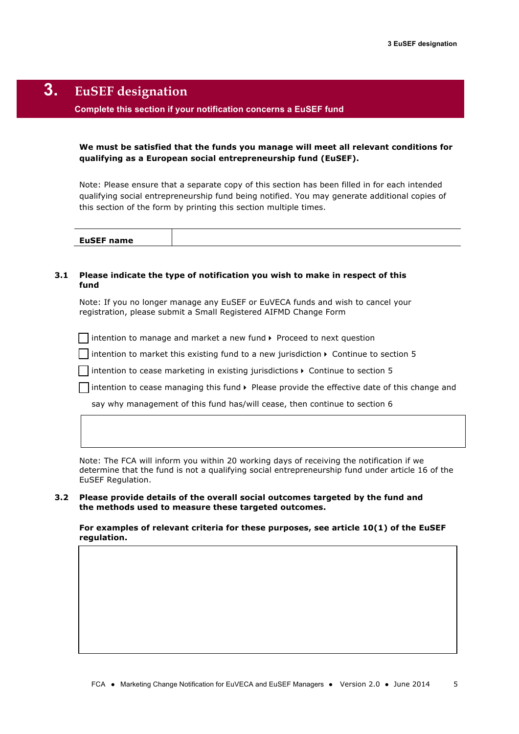# 3. EuSEF designation

**Complete this section if your notification concerns a EuSEF fund**

**We must be satisfied that the funds you manage will meet all relevant conditions for qualifying as a European social entrepreneurship fund (EuSEF).**

Note: Please ensure that a separate copy of this section has been filled in for each intended qualifying social entrepreneurship fund being notified. You may generate additional copies of this section of the form by printing this section multiple times.

| **EuSEF name** | |
|---|---|

**3.1 Please indicate the type of notification you wish to make in respect of this fund**

Note: If you no longer manage any EuSEF or EuVECA funds and wish to cancel your registration, please submit a Small Registered AIFMD Change Form

- ☐ intention to manage and market a new fund ▸ Proceed to next question
- ☐ intention to market this existing fund to a new jurisdiction ▸ Continue to section 5
- ☐ intention to cease marketing in existing jurisdictions ▸ Continue to section 5
- ☐ intention to cease managing this fund ▸ Please provide the effective date of this change and say why management of this fund has/will cease, then continue to section 6

Note: The FCA will inform you within 20 working days of receiving the notification if we determine that the fund is not a qualifying social entrepreneurship fund under article 16 of the EuSEF Regulation.

**3.2 Please provide details of the overall social outcomes targeted by the fund and the methods used to measure these targeted outcomes.**

**For examples of relevant criteria for these purposes, see article 10(1) of the EuSEF regulation.**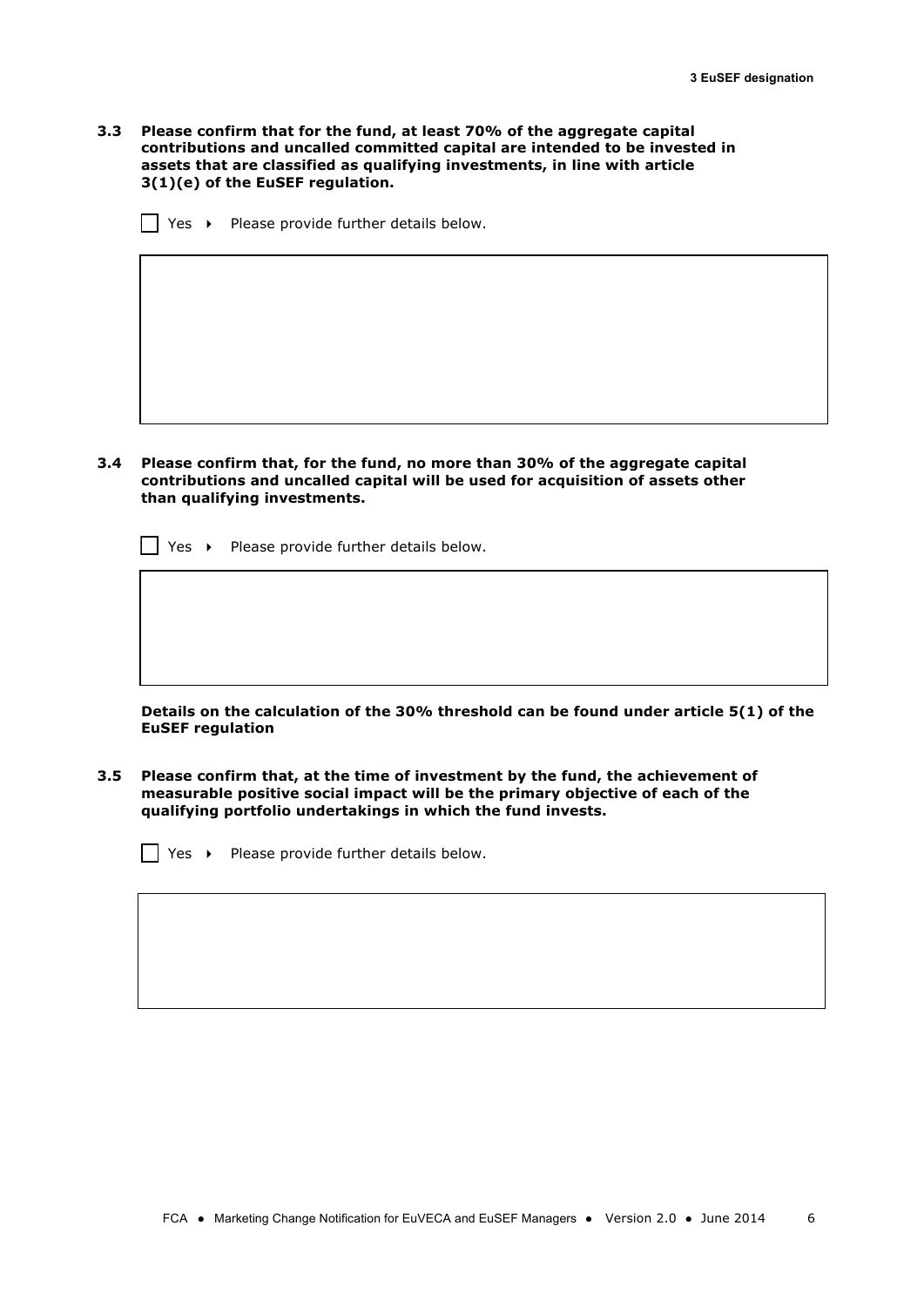**3.3 Please confirm that for the fund, at least 70% of the aggregate capital contributions and uncalled committed capital are intended to be invested in assets that are classified as qualifying investments, in line with article 3(1)(e) of the EuSEF regulation.**

☐ Yes ▸ Please provide further details below.

**3.4 Please confirm that, for the fund, no more than 30% of the aggregate capital contributions and uncalled capital will be used for acquisition of assets other than qualifying investments.**

☐ Yes ▸ Please provide further details below.

**Details on the calculation of the 30% threshold can be found under article 5(1) of the EuSEF regulation**

**3.5 Please confirm that, at the time of investment by the fund, the achievement of measurable positive social impact will be the primary objective of each of the qualifying portfolio undertakings in which the fund invests.**

☐ Yes ▸ Please provide further details below.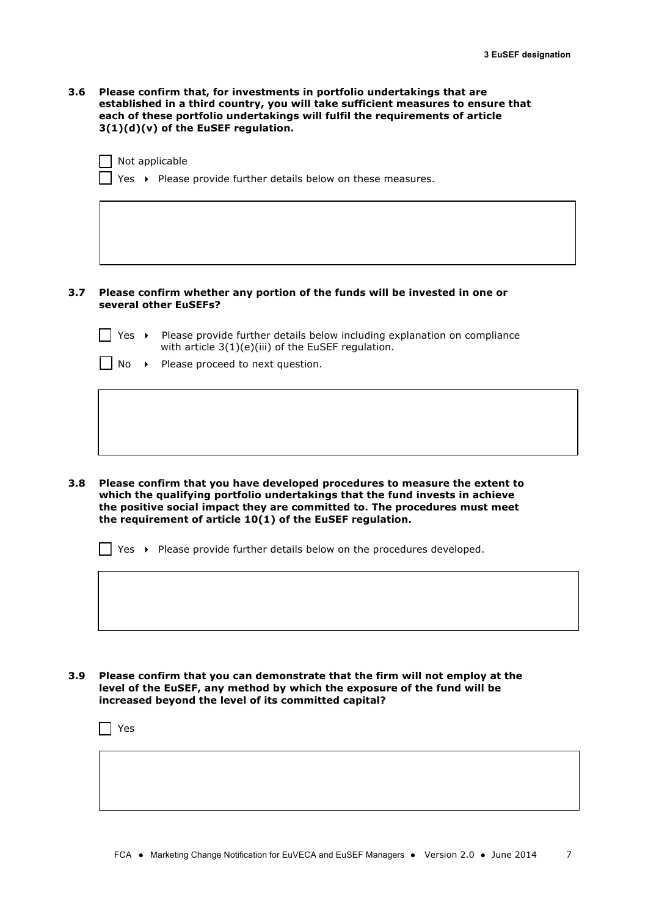**3.6 Please confirm that, for investments in portfolio undertakings that are established in a third country, you will take sufficient measures to ensure that each of these portfolio undertakings will fulfil the requirements of article 3(1)(d)(v) of the EuSEF regulation.**

☐ Not applicable

☐ Yes ▸ Please provide further details below on these measures.

**3.7 Please confirm whether any portion of the funds will be invested in one or several other EuSEFs?**

☐ Yes ▸ Please provide further details below including explanation on compliance with article 3(1)(e)(iii) of the EuSEF regulation.

☐ No ▸ Please proceed to next question.

**3.8 Please confirm that you have developed procedures to measure the extent to which the qualifying portfolio undertakings that the fund invests in achieve the positive social impact they are committed to. The procedures must meet the requirement of article 10(1) of the EuSEF regulation.**

☐ Yes ▸ Please provide further details below on the procedures developed.

**3.9 Please confirm that you can demonstrate that the firm will not employ at the level of the EuSEF, any method by which the exposure of the fund will be increased beyond the level of its committed capital?**

☐ Yes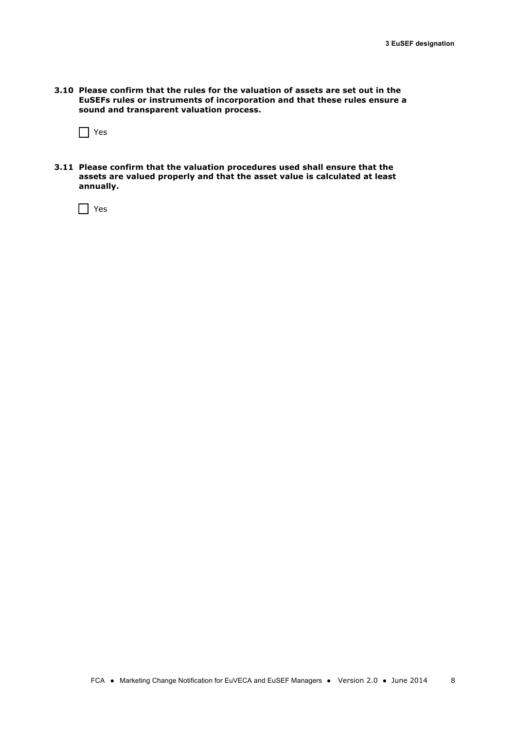**3.10 Please confirm that the rules for the valuation of assets are set out in the EuSEFs rules or instruments of incorporation and that these rules ensure a sound and transparent valuation process.**

☐ Yes

**3.11 Please confirm that the valuation procedures used shall ensure that the assets are valued properly and that the asset value is calculated at least annually.**

☐ Yes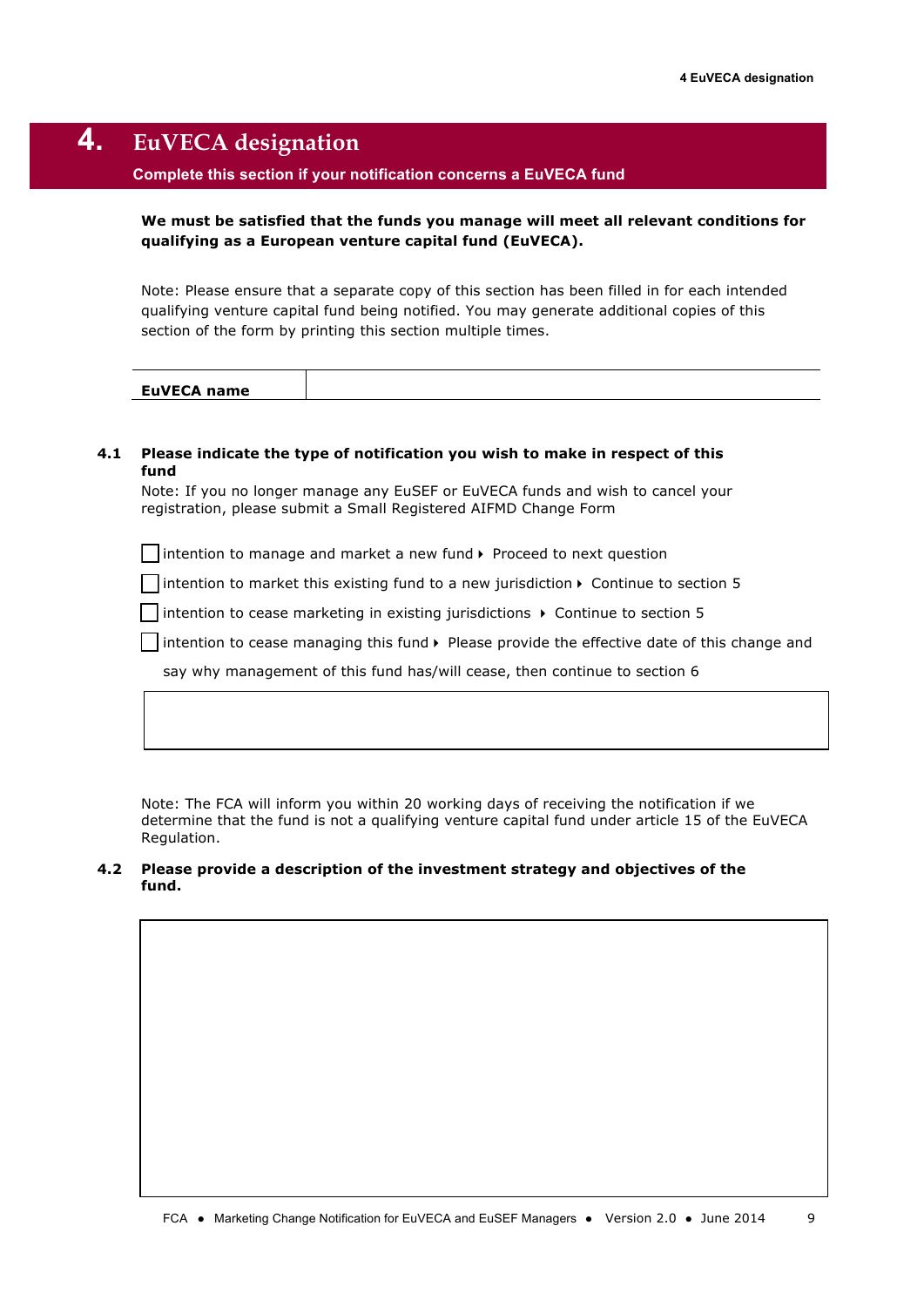# 4. EuVECA designation

**Complete this section if your notification concerns a EuVECA fund**

**We must be satisfied that the funds you manage will meet all relevant conditions for qualifying as a European venture capital fund (EuVECA).**

Note: Please ensure that a separate copy of this section has been filled in for each intended qualifying venture capital fund being notified. You may generate additional copies of this section of the form by printing this section multiple times.

| **EuVECA name** | |
|---|---|

**4.1 Please indicate the type of notification you wish to make in respect of this fund**

Note: If you no longer manage any EuSEF or EuVECA funds and wish to cancel your registration, please submit a Small Registered AIFMD Change Form

- ☐ intention to manage and market a new fund ▸ Proceed to next question
- ☐ intention to market this existing fund to a new jurisdiction ▸ Continue to section 5
- ☐ intention to cease marketing in existing jurisdictions ▸ Continue to section 5
- ☐ intention to cease managing this fund ▸ Please provide the effective date of this change and say why management of this fund has/will cease, then continue to section 6

| |
|---|
| |

Note: The FCA will inform you within 20 working days of receiving the notification if we determine that the fund is not a qualifying venture capital fund under article 15 of the EuVECA Regulation.

**4.2 Please provide a description of the investment strategy and objectives of the fund.**

| |
|---|
| |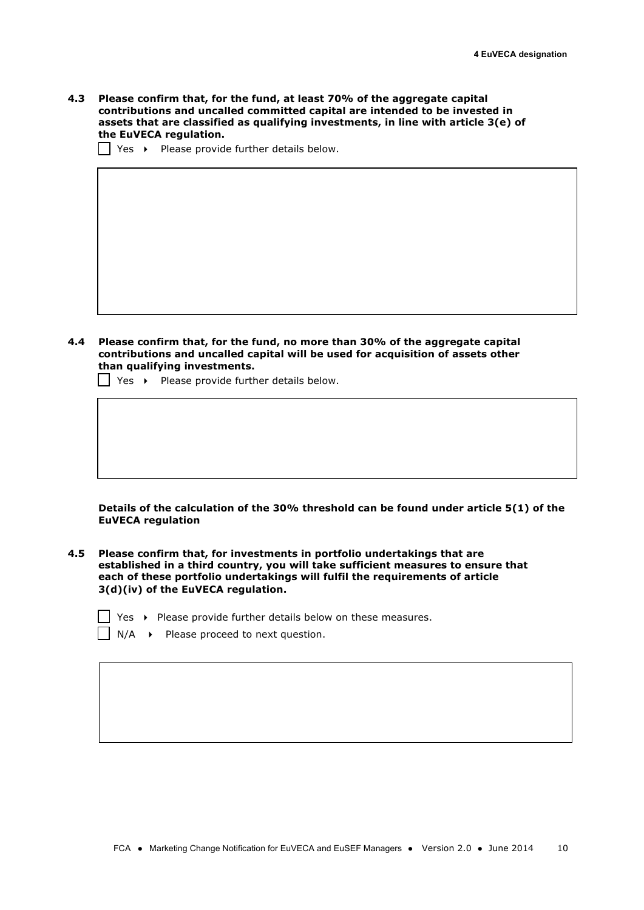**4.3 Please confirm that, for the fund, at least 70% of the aggregate capital contributions and uncalled committed capital are intended to be invested in assets that are classified as qualifying investments, in line with article 3(e) of the EuVECA regulation.**

☐ Yes ▸ Please provide further details below.

**4.4 Please confirm that, for the fund, no more than 30% of the aggregate capital contributions and uncalled capital will be used for acquisition of assets other than qualifying investments.**

☐ Yes ▸ Please provide further details below.

**Details of the calculation of the 30% threshold can be found under article 5(1) of the EuVECA regulation**

**4.5 Please confirm that, for investments in portfolio undertakings that are established in a third country, you will take sufficient measures to ensure that each of these portfolio undertakings will fulfil the requirements of article 3(d)(iv) of the EuVECA regulation.**

☐ Yes ▸ Please provide further details below on these measures.

☐ N/A ▸ Please proceed to next question.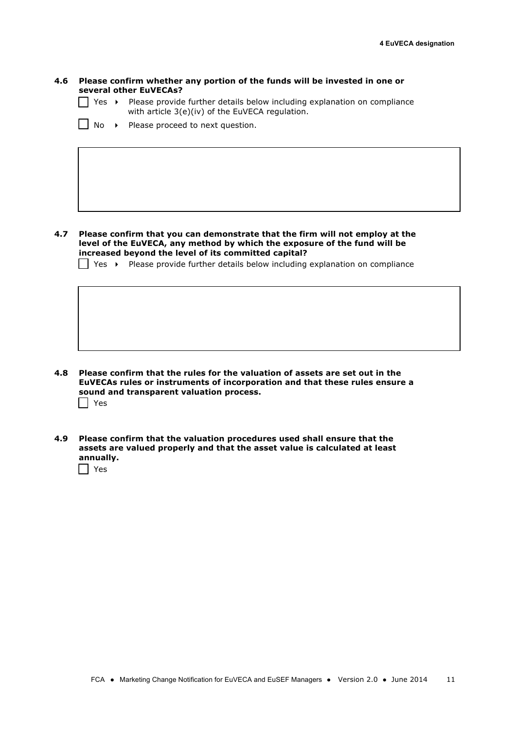**4.6 Please confirm whether any portion of the funds will be invested in one or several other EuVECAs?**

☐ Yes ▸ Please provide further details below including explanation on compliance with article 3(e)(iv) of the EuVECA regulation.

☐ No ▸ Please proceed to next question.

| |
|---|
| |

**4.7 Please confirm that you can demonstrate that the firm will not employ at the level of the EuVECA, any method by which the exposure of the fund will be increased beyond the level of its committed capital?**

☐ Yes ▸ Please provide further details below including explanation on compliance

| |
|---|
| |

**4.8 Please confirm that the rules for the valuation of assets are set out in the EuVECAs rules or instruments of incorporation and that these rules ensure a sound and transparent valuation process.**

☐ Yes

**4.9 Please confirm that the valuation procedures used shall ensure that the assets are valued properly and that the asset value is calculated at least annually.**

☐ Yes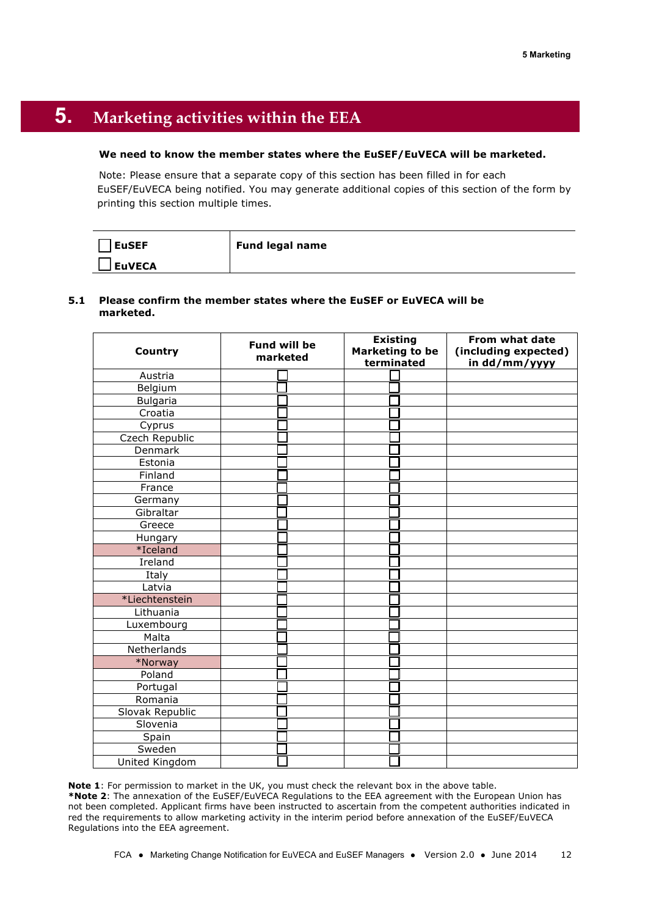# 5. Marketing activities within the EEA

**We need to know the member states where the EuSEF/EuVECA will be marketed.**

Note: Please ensure that a separate copy of this section has been filled in for each EuSEF/EuVECA being notified. You may generate additional copies of this section of the form by printing this section multiple times.

| ☐ **EuSEF** ☐ **EuVECA** | **Fund legal name** |
|---|---|

**5.1 Please confirm the member states where the EuSEF or EuVECA will be marketed.**

| Country | Fund will be marketed | Existing Marketing to be terminated | From what date (including expected) in dd/mm/yyyy |
|---|---|---|---|
| Austria | ☐ | ☐ | |
| Belgium | ☐ | ☐ | |
| Bulgaria | ☐ | ☐ | |
| Croatia | ☐ | ☐ | |
| Cyprus | ☐ | ☐ | |
| Czech Republic | ☐ | ☐ | |
| Denmark | ☐ | ☐ | |
| Estonia | ☐ | ☐ | |
| Finland | ☐ | ☐ | |
| France | ☐ | ☐ | |
| Germany | ☐ | ☐ | |
| Gibraltar | ☐ | ☐ | |
| Greece | ☐ | ☐ | |
| Hungary | ☐ | ☐ | |
| *Iceland | ☐ | ☐ | |
| Ireland | ☐ | ☐ | |
| Italy | ☐ | ☐ | |
| Latvia | ☐ | ☐ | |
| *Liechtenstein | ☐ | ☐ | |
| Lithuania | ☐ | ☐ | |
| Luxembourg | ☐ | ☐ | |
| Malta | ☐ | ☐ | |
| Netherlands | ☐ | ☐ | |
| *Norway | ☐ | ☐ | |
| Poland | ☐ | ☐ | |
| Portugal | ☐ | ☐ | |
| Romania | ☐ | ☐ | |
| Slovak Republic | ☐ | ☐ | |
| Slovenia | ☐ | ☐ | |
| Spain | ☐ | ☐ | |
| Sweden | ☐ | ☐ | |
| United Kingdom | ☐ | ☐ | |

**Note 1**: For permission to market in the UK, you must check the relevant box in the above table.
***Note 2**: The annexation of the EuSEF/EuVECA Regulations to the EEA agreement with the European Union has not been completed. Applicant firms have been instructed to ascertain from the competent authorities indicated in red the requirements to allow marketing activity in the interim period before annexation of the EuSEF/EuVECA Regulations into the EEA agreement.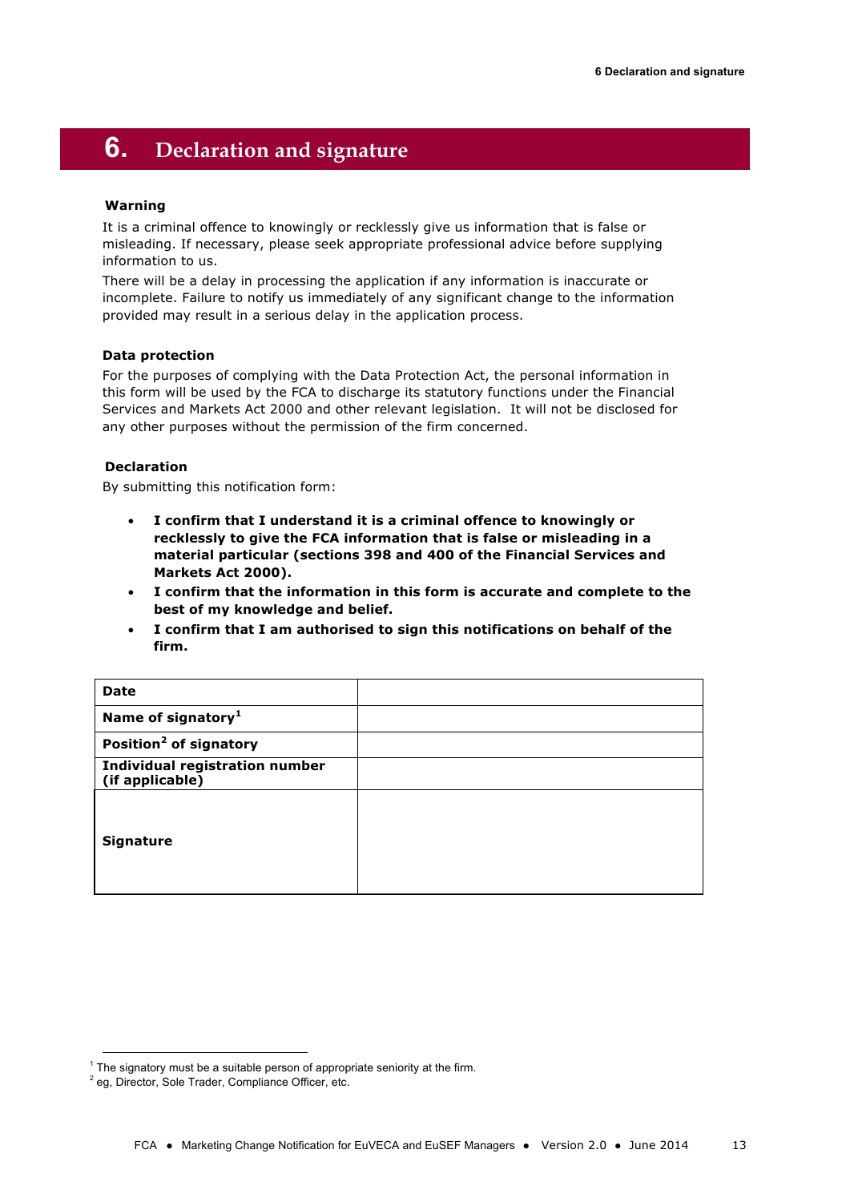# 6. Declaration and signature

**Warning**

It is a criminal offence to knowingly or recklessly give us information that is false or misleading. If necessary, please seek appropriate professional advice before supplying information to us.

There will be a delay in processing the application if any information is inaccurate or incomplete. Failure to notify us immediately of any significant change to the information provided may result in a serious delay in the application process.

**Data protection**

For the purposes of complying with the Data Protection Act, the personal information in this form will be used by the FCA to discharge its statutory functions under the Financial Services and Markets Act 2000 and other relevant legislation. It will not be disclosed for any other purposes without the permission of the firm concerned.

**Declaration**

By submitting this notification form:

- **I confirm that I understand it is a criminal offence to knowingly or recklessly to give the FCA information that is false or misleading in a material particular (sections 398 and 400 of the Financial Services and Markets Act 2000).**
- **I confirm that the information in this form is accurate and complete to the best of my knowledge and belief.**
- **I confirm that I am authorised to sign this notifications on behalf of the firm.**

| | |
|---|---|
| **Date** | |
| **Name of signatory**[1] | |
| **Position**[2] **of signatory** | |
| **Individual registration number (if applicable)** | |
| **Signature** | |

[1] The signatory must be a suitable person of appropriate seniority at the firm.
[2] eg, Director, Sole Trader, Compliance Officer, etc.